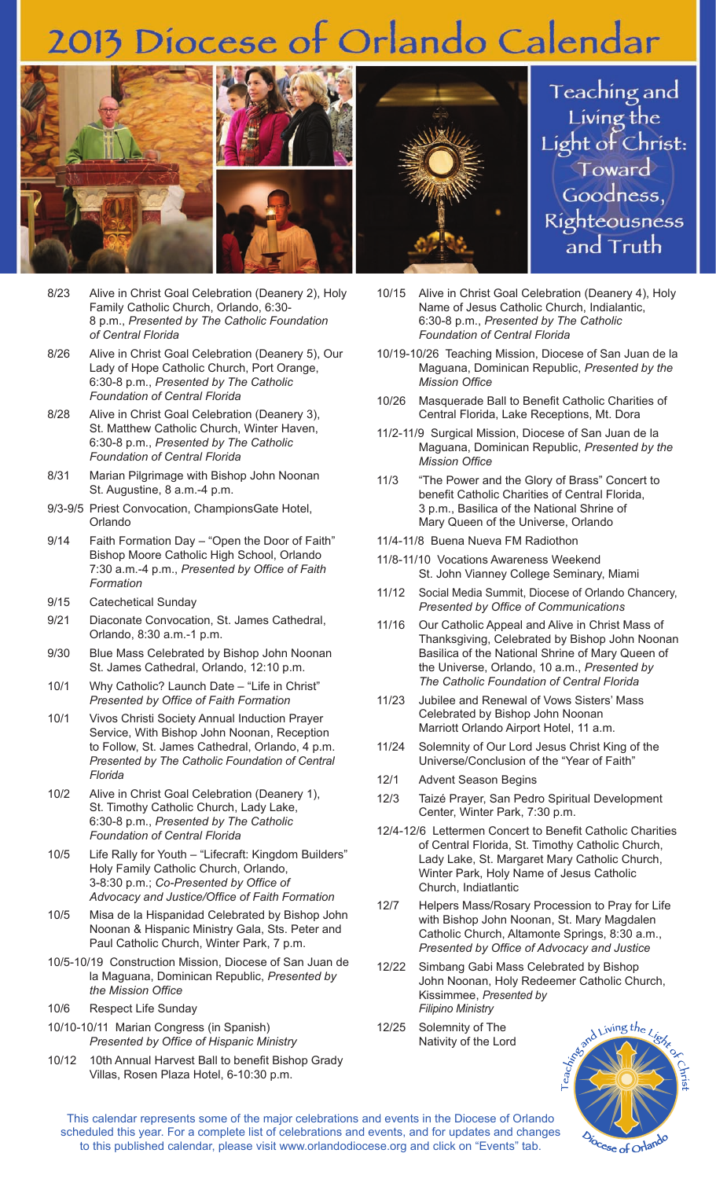# 2013 Diocese of Orlando Calendar

## Teaching and Living the Light of Christ: Toward Goodness, Righteousness and Truth

8/23 Alive in Christ Goal Celebration (Deanery 2), Holy Family Catholic Church, Orlando, 6:30-8 p.m., *Presented by The Catholic Foundation of Central Florida*

8/26 Alive in Christ Goal Celebration (Deanery 5), Our Lady of Hope Catholic Church, Port Orange, 6:30-8 p.m., *Presented by The Catholic Foundation of Central Florida*

8/28 Alive in Christ Goal Celebration (Deanery 3), St. Matthew Catholic Church, Winter Haven, 6:30-8 p.m., *Presented by The Catholic Foundation of Central Florida*

8/31 Marian Pilgrimage with Bishop John Noonan St. Augustine, 8 a.m.-4 p.m.

9/3-9/5 Priest Convocation, ChampionsGate Hotel, Orlando

9/14 Faith Formation Day – "Open the Door of Faith" Bishop Moore Catholic High School, Orlando 7:30 a.m.-4 p.m., *Presented by Office of Faith Formation*

9/15 Catechetical Sunday

9/21 Diaconate Convocation, St. James Cathedral, Orlando, 8:30 a.m.-1 p.m.

9/30 Blue Mass Celebrated by Bishop John Noonan St. James Cathedral, Orlando, 12:10 p.m.

10/1 Why Catholic? Launch Date – "Life in Christ" *Presented by Office of Faith Formation*

10/1 Vivos Christi Society Annual Induction Prayer Service, With Bishop John Noonan, Reception to Follow, St. James Cathedral, Orlando, 4 p.m. *Presented by The Catholic Foundation of Central Florida*

10/2 Alive in Christ Goal Celebration (Deanery 1), St. Timothy Catholic Church, Lady Lake, 6:30-8 p.m., *Presented by The Catholic Foundation of Central Florida*

10/5 Life Rally for Youth – "Lifecraft: Kingdom Builders" Holy Family Catholic Church, Orlando, 3-8:30 p.m.; *Co-Presented by Office of Advocacy and Justice/Office of Faith Formation*

10/5 Misa de la Hispanidad Celebrated by Bishop John Noonan & Hispanic Ministry Gala, Sts. Peter and Paul Catholic Church, Winter Park, 7 p.m.

10/5-10/19 Construction Mission, Diocese of San Juan de la Maguana, Dominican Republic, *Presented by the Mission Office*

10/6 Respect Life Sunday

10/10-10/11 Marian Congress (in Spanish) *Presented by Office of Hispanic Ministry*

10/12 10th Annual Harvest Ball to benefit Bishop Grady Villas, Rosen Plaza Hotel, 6-10:30 p.m.

10/15 Alive in Christ Goal Celebration (Deanery 4), Holy Name of Jesus Catholic Church, Indialantic, 6:30-8 p.m., *Presented by The Catholic Foundation of Central Florida*

10/19-10/26 Teaching Mission, Diocese of San Juan de la Maguana, Dominican Republic, *Presented by the Mission Office*

10/26 Masquerade Ball to Benefit Catholic Charities of Central Florida, Lake Receptions, Mt. Dora

11/2-11/9 Surgical Mission, Diocese of San Juan de la Maguana, Dominican Republic, *Presented by the Mission Office*

11/3 "The Power and the Glory of Brass" Concert to benefit Catholic Charities of Central Florida, 3 p.m., Basilica of the National Shrine of Mary Queen of the Universe, Orlando

11/4-11/8 Buena Nueva FM Radiothon

11/8-11/10 Vocations Awareness Weekend St. John Vianney College Seminary, Miami

11/12 Social Media Summit, Diocese of Orlando Chancery, *Presented by Office of Communications*

11/16 Our Catholic Appeal and Alive in Christ Mass of Thanksgiving, Celebrated by Bishop John Noonan Basilica of the National Shrine of Mary Queen of the Universe, Orlando, 10 a.m., *Presented by The Catholic Foundation of Central Florida*

11/23 Jubilee and Renewal of Vows Sisters' Mass Celebrated by Bishop John Noonan Marriott Orlando Airport Hotel, 11 a.m.

11/24 Solemnity of Our Lord Jesus Christ King of the Universe/Conclusion of the "Year of Faith"

12/1 Advent Season Begins

12/3 Taizé Prayer, San Pedro Spiritual Development Center, Winter Park, 7:30 p.m.

12/4-12/6 Lettermen Concert to Benefit Catholic Charities of Central Florida, St. Timothy Catholic Church, Lady Lake, St. Margaret Mary Catholic Church, Winter Park, Holy Name of Jesus Catholic Church, Indiatlantic

12/7 Helpers Mass/Rosary Procession to Pray for Life with Bishop John Noonan, St. Mary Magdalen Catholic Church, Altamonte Springs, 8:30 a.m., *Presented by Office of Advocacy and Justice*

12/22 Simbang Gabi Mass Celebrated by Bishop John Noonan, Holy Redeemer Catholic Church, Kissimmee, *Presented by Filipino Ministry*

12/25 Solemnity of The Nativity of the Lord

Teaching and Living the Light of Christ
Diocese of Orlando

This calendar represents some of the major celebrations and events in the Diocese of Orlando scheduled this year. For a complete list of celebrations and events, and for updates and changes to this published calendar, please visit www.orlandodiocese.org and click on "Events" tab.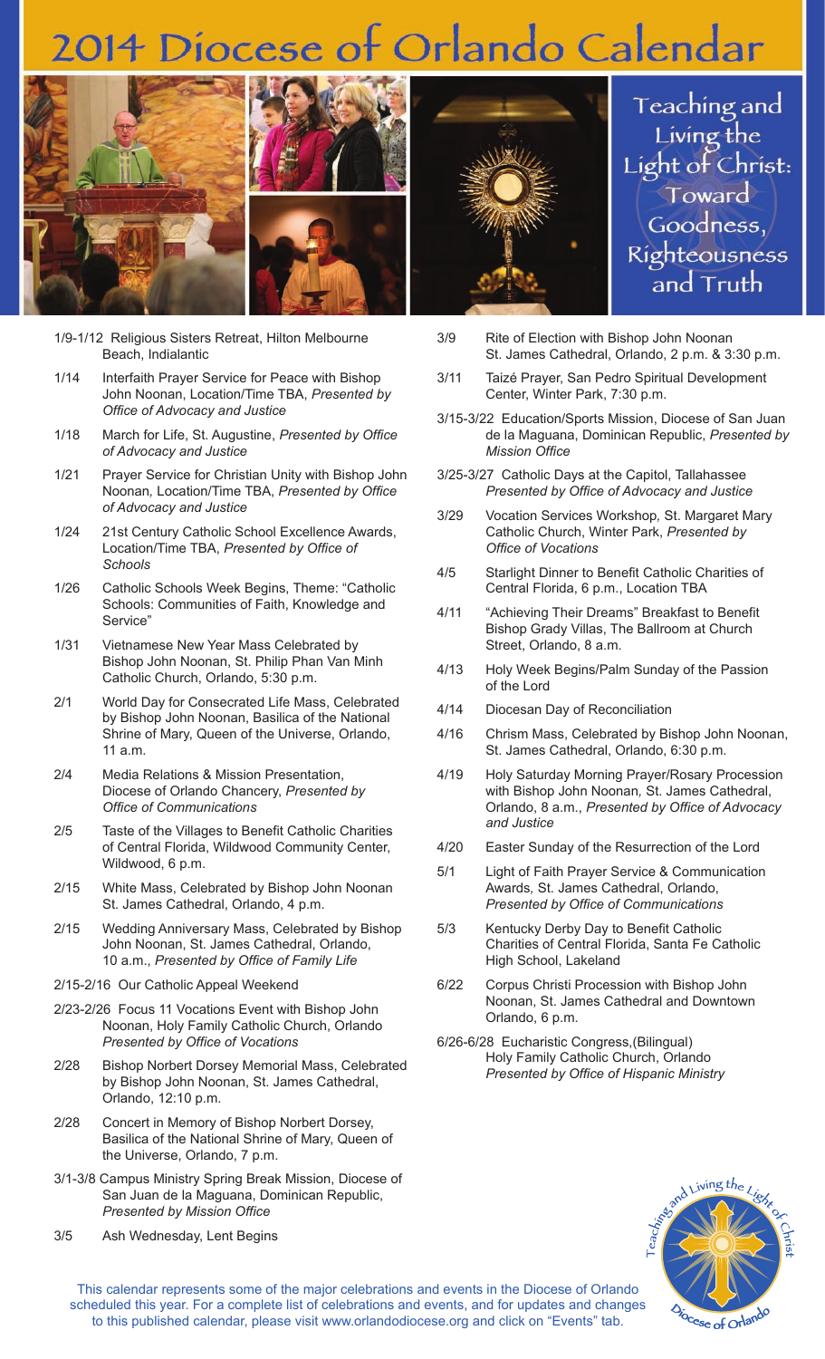# 2014 Diocese of Orlando Calendar

Teaching and Living the Light of Christ: Toward Goodness, Righteousness and Truth

1/9-1/12 Religious Sisters Retreat, Hilton Melbourne Beach, Indialantic

1/14 Interfaith Prayer Service for Peace with Bishop John Noonan, Location/Time TBA, *Presented by Office of Advocacy and Justice*

1/18 March for Life, St. Augustine, *Presented by Office of Advocacy and Justice*

1/21 Prayer Service for Christian Unity with Bishop John Noonan, Location/Time TBA, *Presented by Office of Advocacy and Justice*

1/24 21st Century Catholic School Excellence Awards, Location/Time TBA, *Presented by Office of Schools*

1/26 Catholic Schools Week Begins, Theme: "Catholic Schools: Communities of Faith, Knowledge and Service"

1/31 Vietnamese New Year Mass Celebrated by Bishop John Noonan, St. Philip Phan Van Minh Catholic Church, Orlando, 5:30 p.m.

2/1 World Day for Consecrated Life Mass, Celebrated by Bishop John Noonan, Basilica of the National Shrine of Mary, Queen of the Universe, Orlando, 11 a.m.

2/4 Media Relations & Mission Presentation, Diocese of Orlando Chancery, *Presented by Office of Communications*

2/5 Taste of the Villages to Benefit Catholic Charities of Central Florida, Wildwood Community Center, Wildwood, 6 p.m.

2/15 White Mass, Celebrated by Bishop John Noonan St. James Cathedral, Orlando, 4 p.m.

2/15 Wedding Anniversary Mass, Celebrated by Bishop John Noonan, St. James Cathedral, Orlando, 10 a.m., *Presented by Office of Family Life*

2/15-2/16 Our Catholic Appeal Weekend

2/23-2/26 Focus 11 Vocations Event with Bishop John Noonan, Holy Family Catholic Church, Orlando *Presented by Office of Vocations*

2/28 Bishop Norbert Dorsey Memorial Mass, Celebrated by Bishop John Noonan, St. James Cathedral, Orlando, 12:10 p.m.

2/28 Concert in Memory of Bishop Norbert Dorsey, Basilica of the National Shrine of Mary, Queen of the Universe, Orlando, 7 p.m.

3/1-3/8 Campus Ministry Spring Break Mission, Diocese of San Juan de la Maguana, Dominican Republic, *Presented by Mission Office*

3/5 Ash Wednesday, Lent Begins

3/9 Rite of Election with Bishop John Noonan St. James Cathedral, Orlando, 2 p.m. & 3:30 p.m.

3/11 Taizé Prayer, San Pedro Spiritual Development Center, Winter Park, 7:30 p.m.

3/15-3/22 Education/Sports Mission, Diocese of San Juan de la Maguana, Dominican Republic, *Presented by Mission Office*

3/25-3/27 Catholic Days at the Capitol, Tallahassee *Presented by Office of Advocacy and Justice*

3/29 Vocation Services Workshop, St. Margaret Mary Catholic Church, Winter Park, *Presented by Office of Vocations*

4/5 Starlight Dinner to Benefit Catholic Charities of Central Florida, 6 p.m., Location TBA

4/11 "Achieving Their Dreams" Breakfast to Benefit Bishop Grady Villas, The Ballroom at Church Street, Orlando, 8 a.m.

4/13 Holy Week Begins/Palm Sunday of the Passion of the Lord

4/14 Diocesan Day of Reconciliation

4/16 Chrism Mass, Celebrated by Bishop John Noonan, St. James Cathedral, Orlando, 6:30 p.m.

4/19 Holy Saturday Morning Prayer/Rosary Procession with Bishop John Noonan, St. James Cathedral, Orlando, 8 a.m., *Presented by Office of Advocacy and Justice*

4/20 Easter Sunday of the Resurrection of the Lord

5/1 Light of Faith Prayer Service & Communication Awards, St. James Cathedral, Orlando, *Presented by Office of Communications*

5/3 Kentucky Derby Day to Benefit Catholic Charities of Central Florida, Santa Fe Catholic High School, Lakeland

6/22 Corpus Christi Procession with Bishop John Noonan, St. James Cathedral and Downtown Orlando, 6 p.m.

6/26-6/28 Eucharistic Congress,(Bilingual) Holy Family Catholic Church, Orlando *Presented by Office of Hispanic Ministry*

Teaching and Living the Light of Christ — Diocese of Orlando

This calendar represents some of the major celebrations and events in the Diocese of Orlando scheduled this year. For a complete list of celebrations and events, and for updates and changes to this published calendar, please visit www.orlandodiocese.org and click on "Events" tab.